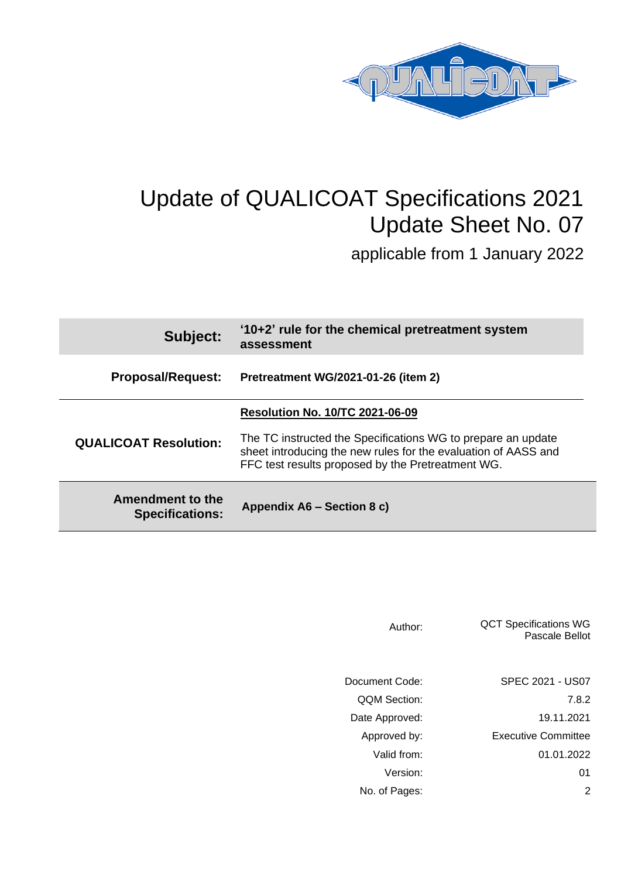# Update of QUALICOAT Specifications 2021
## Update Sheet No. 07

applicable from 1 January 2022

| | |
|---|---|
| **Subject:** | **'10+2' rule for the chemical pretreatment system assessment** |
| **Proposal/Request:** | **Pretreatment WG/2021-01-26 (item 2)** |
| **QUALICOAT Resolution:** | **Resolution No. 10/TC 2021-06-09**<br><br>The TC instructed the Specifications WG to prepare an update sheet introducing the new rules for the evaluation of AASS and FFC test results proposed by the Pretreatment WG. |
| **Amendment to the Specifications:** | **Appendix A6 – Section 8 c)** |

| | |
|---|---|
| Author: | QCT Specifications WG<br>Pascale Bellot |
| Document Code: | SPEC 2021 - US07 |
| QQM Section: | 7.8.2 |
| Date Approved: | 19.11.2021 |
| Approved by: | Executive Committee |
| Valid from: | 01.01.2022 |
| Version: | 01 |
| No. of Pages: | 2 |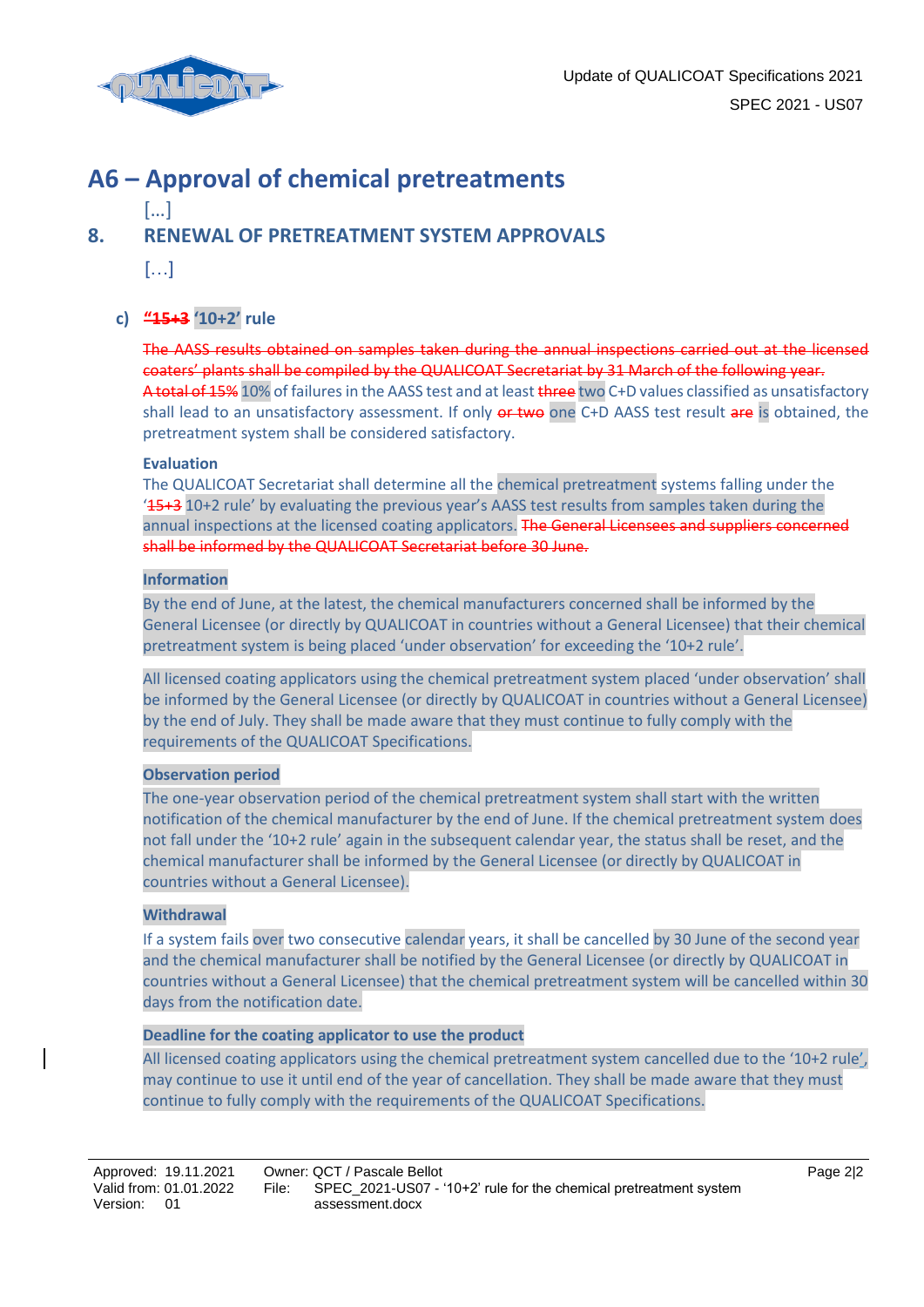# A6 – Approval of chemical pretreatments

[…]

## 8. RENEWAL OF PRETREATMENT SYSTEM APPROVALS

[…]

### c) ~~"15+3~~ '10+2' rule

~~The AASS results obtained on samples taken during the annual inspections carried out at the licensed coaters' plants shall be compiled by the QUALICOAT Secretariat by 31 March of the following year.~~ ~~A total of 15%~~ 10% of failures in the AASS test and at least ~~three~~ two C+D values classified as unsatisfactory shall lead to an unsatisfactory assessment. If only ~~or two~~ one C+D AASS test result ~~are~~ is obtained, the pretreatment system shall be considered satisfactory.

**Evaluation**

The QUALICOAT Secretariat shall determine all the chemical pretreatment systems falling under the '~~15+3~~ 10+2 rule' by evaluating the previous year's AASS test results from samples taken during the annual inspections at the licensed coating applicators. ~~The General Licensees and suppliers concerned shall be informed by the QUALICOAT Secretariat before 30 June.~~

**Information**

By the end of June, at the latest, the chemical manufacturers concerned shall be informed by the General Licensee (or directly by QUALICOAT in countries without a General Licensee) that their chemical pretreatment system is being placed 'under observation' for exceeding the '10+2 rule'.

All licensed coating applicators using the chemical pretreatment system placed 'under observation' shall be informed by the General Licensee (or directly by QUALICOAT in countries without a General Licensee) by the end of July. They shall be made aware that they must continue to fully comply with the requirements of the QUALICOAT Specifications.

**Observation period**

The one-year observation period of the chemical pretreatment system shall start with the written notification of the chemical manufacturer by the end of June. If the chemical pretreatment system does not fall under the '10+2 rule' again in the subsequent calendar year, the status shall be reset, and the chemical manufacturer shall be informed by the General Licensee (or directly by QUALICOAT in countries without a General Licensee).

**Withdrawal**

If a system fails over two consecutive calendar years, it shall be cancelled by 30 June of the second year and the chemical manufacturer shall be notified by the General Licensee (or directly by QUALICOAT in countries without a General Licensee) that the chemical pretreatment system will be cancelled within 30 days from the notification date.

**Deadline for the coating applicator to use the product**

All licensed coating applicators using the chemical pretreatment system cancelled due to the '10+2 rule', may continue to use it until end of the year of cancellation. They shall be made aware that they must continue to fully comply with the requirements of the QUALICOAT Specifications.